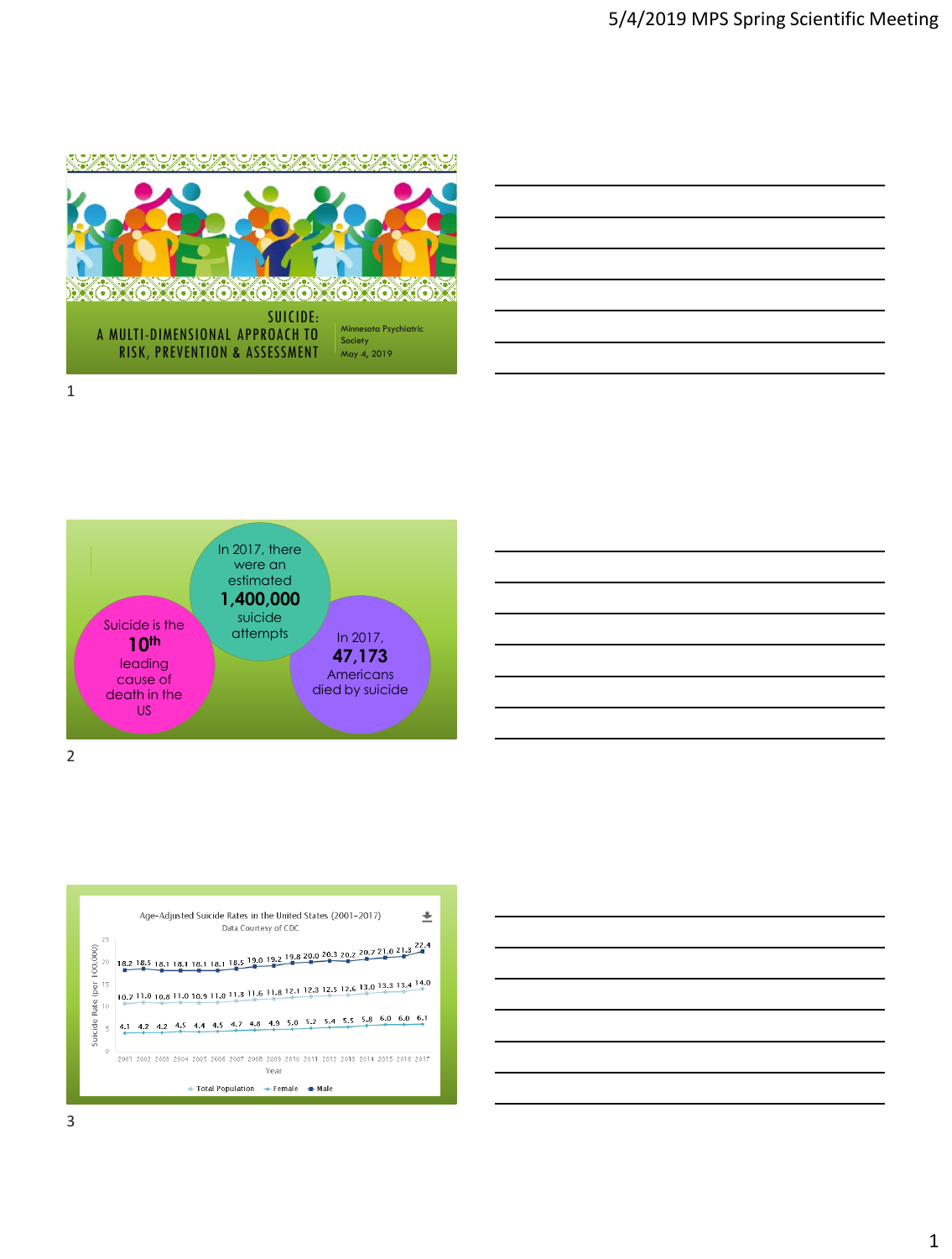## SUICIDE: A MULTI-DIMENSIONAL APPROACH TO RISK, PREVENTION & ASSESSMENT

Minnesota Psychiatric Society
May 4, 2019

---

In 2017, there were an estimated **1,400,000** suicide attempts

Suicide is the **10th** leading cause of death in the US

In 2017, **47,173** Americans died by suicide

---

**Age-Adjusted Suicide Rates in the United States (2001–2017)**

Data Courtesy of CDC

| Year | Male | Total Population | Female |
|---|---|---|---|
| 2001 | 18.2 | 10.7 | 4.1 |
| 2002 | 18.5 | 11.0 | 4.2 |
| 2003 | 18.1 | 10.8 | 4.2 |
| 2004 | 18.1 | 11.0 | 4.5 |
| 2005 | 18.1 | 10.9 | 4.4 |
| 2006 | 18.1 | 11.0 | 4.5 |
| 2007 | 18.5 | 11.3 | 4.7 |
| 2008 | 19.0 | 11.6 | 4.8 |
| 2009 | 19.2 | 11.8 | 4.9 |
| 2010 | 19.8 | 12.1 | 5.0 |
| 2011 | 20.0 | 12.3 | 5.2 |
| 2012 | 20.3 | 12.5 | 5.4 |
| 2013 | 20.2 | 12.6 | 5.5 |
| 2014 | 20.7 | 13.0 | 5.8 |
| 2015 | 21.0 | 13.3 | 6.0 |
| 2016 | 21.3 | 13.4 | 6.0 |
| 2017 | 22.4 | 14.0 | 6.1 |

Suicide Rate (per 100,000); Year

Total Population — Female — Male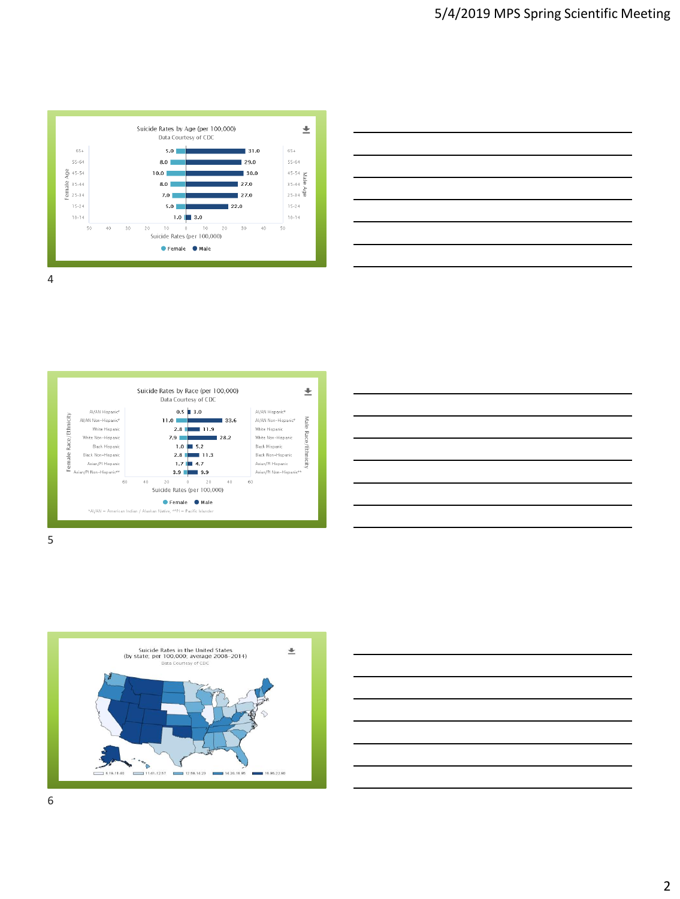Suicide Rates by Age (per 100,000)

Data Courtesy of CDC

| Age | Female | Male |
|---|---|---|
| 65+ | 5.0 | 31.0 |
| 55-64 | 8.0 | 29.0 |
| 45-54 | 10.0 | 30.0 |
| 35-44 | 8.0 | 27.0 |
| 25-34 | 7.0 | 27.0 |
| 15-24 | 5.0 | 22.0 |
| 10-14 | 1.0 | 3.0 |

Suicide Rates (per 100,000)

Suicide Rates by Race (per 100,000)

Data Courtesy of CDC

| Race/Ethnicity | Female | Male |
|---|---|---|
| AI/AN Hispanic* | 0.5 | 3.0 |
| AI/AN Non-Hispanic* | 11.0 | 33.6 |
| White Hispanic | 2.8 | 11.9 |
| White Non-Hispanic | 7.9 | 28.2 |
| Black Hispanic | 1.0 | 5.2 |
| Black Non-Hispanic | 2.8 | 11.3 |
| Asian/PI Hispanic | 1.7 | 4.7 |
| Asian/PI Non-Hispanic** | 3.9 | 9.9 |

Suicide Rates (per 100,000)

*AI/AN = American Indian / Alaskan Native, **PI = Pacific Islander

Suicide Rates in the United States (by state; per 100,000; average 2008-2014)

Data Courtesy of CDC

6.16-11.40 | 11.41-12.57 | 12.58-14.23 | 14.24-16.95 | 16.96-22.90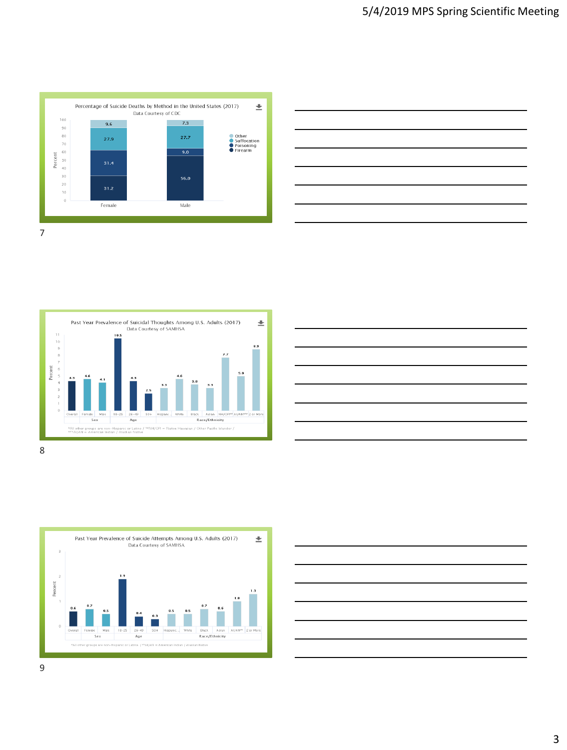**Percentage of Suicide Deaths by Method in the United States (2017)**
Data Courtesy of CDC

| Method | Female | Male |
|---|---|---|
| Other | 9.6 | 7.3 |
| Suffocation | 27.9 | 27.7 |
| Poisoning | 31.4 | 9.0 |
| Firearm | 31.2 | 56.0 |

7

**Past Year Prevalence of Suicidal Thoughts Among U.S. Adults (2017)**
Data Courtesy of SAMHSA

| Group | Category | Percent |
|---|---|---|
| Overall | | 4.3 |
| Sex | Female | 4.6 |
| Sex | Male | 4.1 |
| Age | 18-25 | 10.5 |
| Age | 26-49 | 4.3 |
| Age | 50+ | 2.5 |
| Race/Ethnicity | Hispanic… | 3.3 |
| Race/Ethnicity | White | 4.6 |
| Race/Ethnicity | Black | 3.8 |
| Race/Ethnicity | Asian | 3.3 |
| Race/Ethnicity | NH/OPI** | 7.7 |
| Race/Ethnicity | AI/AN*** | 5.0 |
| Race/Ethnicity | 2 or More | 8.9 |

*All other groups are non-Hispanic or Latino / **NH/OPI = Native Hawaiian / Other Pacific Islander / ***AI/AN = American Indian / Alaskan Native

8

**Past Year Prevalence of Suicide Attempts Among U.S. Adults (2017)**
Data Courtesy of SAMHSA

| Group | Category | Percent |
|---|---|---|
| Overall | | 0.6 |
| Sex | Female | 0.7 |
| Sex | Male | 0.5 |
| Age | 18-25 | 1.9 |
| Age | 26-49 | 0.4 |
| Age | 50+ | 0.3 |
| Race/Ethnicity | Hispanic… | 0.5 |
| Race/Ethnicity | White | 0.5 |
| Race/Ethnicity | Black | 0.7 |
| Race/Ethnicity | Asian | 0.6 |
| Race/Ethnicity | AI/AN** | 1.0 |
| Race/Ethnicity | 2 or More | 1.3 |

*All other groups are non-Hispanic or Latino / **AI/AN = American Indian / Alaskan Native

9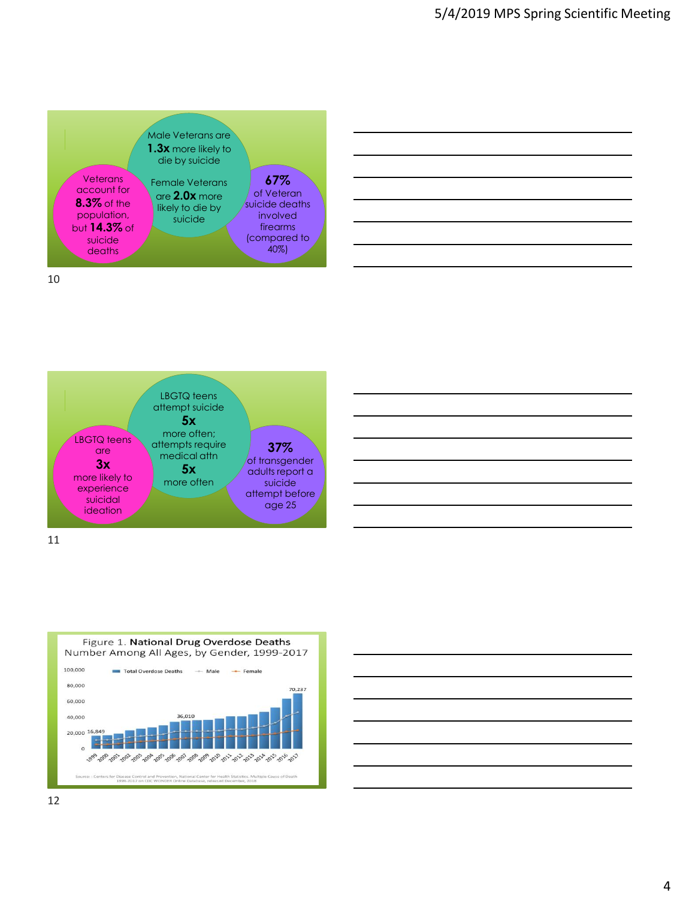Male Veterans are **1.3x** more likely to die by suicide

Female Veterans are **2.0x** more likely to die by suicide

Veterans account for **8.3%** of the population, but **14.3%** of suicide deaths

**67%** of Veteran suicide deaths involved firearms (compared to 40%)

LBGTQ teens attempt suicide **5x** more often; attempts require medical attn **5x** more often

LBGTQ teens are **3x** more likely to experience suicidal ideation

**37%** of transgender adults report a suicide attempt before age 25

Figure 1. **National Drug Overdose Deaths**
Number Among All Ages, by Gender, 1999-2017

Total Overdose Deaths — Male — Female

16,849 (1999); 36,010 (2006); 70,237 (2017)

Source: Centers for Disease Control and Prevention, National Center for Health Statistics. Multiple Cause of Death 1999-2017 on CDC WONDER Online Database, released December, 2018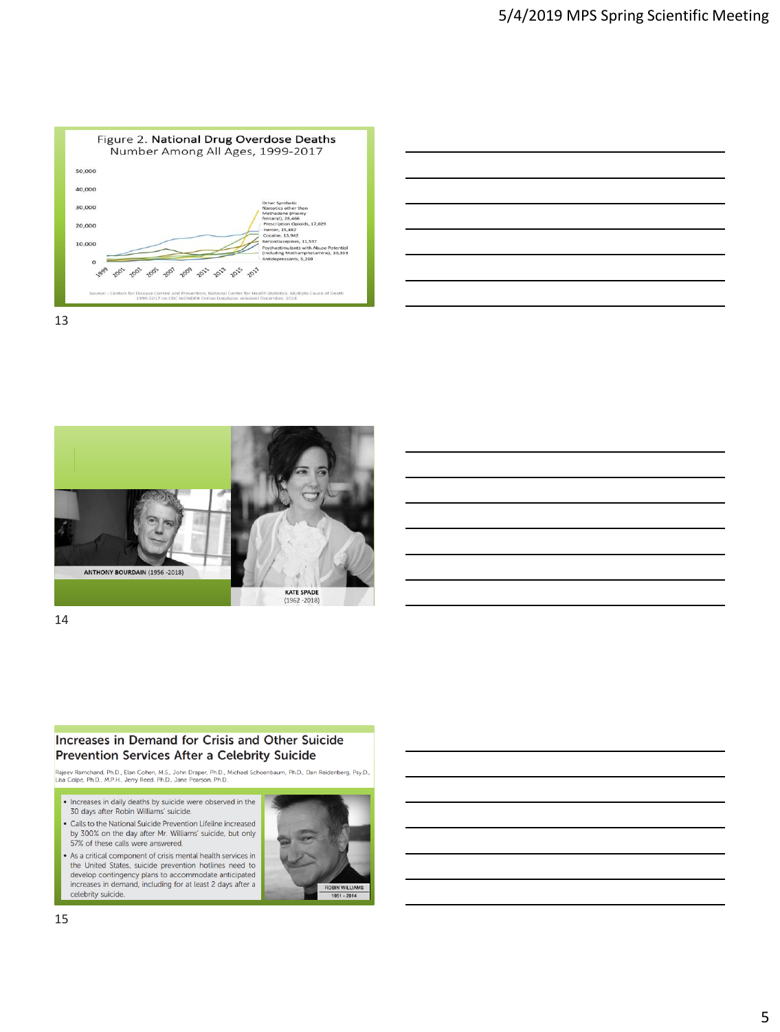## Figure 2. National Drug Overdose Deaths
Number Among All Ages, 1999-2017

Other Synthetic Narcotics other than Methadone (mainly fentanyl), 28,466
Prescription Opioids, 17,029
Heroin, 15,482
Cocaine, 13,942
Benzodiazepines, 11,537
Psychostimulants with Abuse Potential (including Methamphetamine), 10,333
Antidepressants, 5,269

Source: : Centers for Disease Control and Prevention, National Center for Health Statistics. Multiple Cause of Death 1999-2017 on CDC WONDER Online Database, released December, 2018

---

ANTHONY BOURDAIN (1956 -2018)

KATE SPADE (1962 -2018)

---

## Increases in Demand for Crisis and Other Suicide Prevention Services After a Celebrity Suicide

Rajeev Ramchand, Ph.D., Elan Cohen, M.S., John Draper, Ph.D., Michael Schoenbaum, Ph.D., Dan Reidenberg, Psy.D., Lisa Colpe, Ph.D., M.P.H., Jerry Reed, Ph.D., Jane Pearson, Ph.D.

- Increases in daily deaths by suicide were observed in the 30 days after Robin Williams' suicide.
- Calls to the National Suicide Prevention Lifeline increased by 300% on the day after Mr. Williams' suicide, but only 57% of these calls were answered.
- As a critical component of crisis mental health services in the United States, suicide prevention hotlines need to develop contingency plans to accommodate anticipated increases in demand, including for at least 2 days after a celebrity suicide.

ROBIN WILLIAMS 1951 - 2014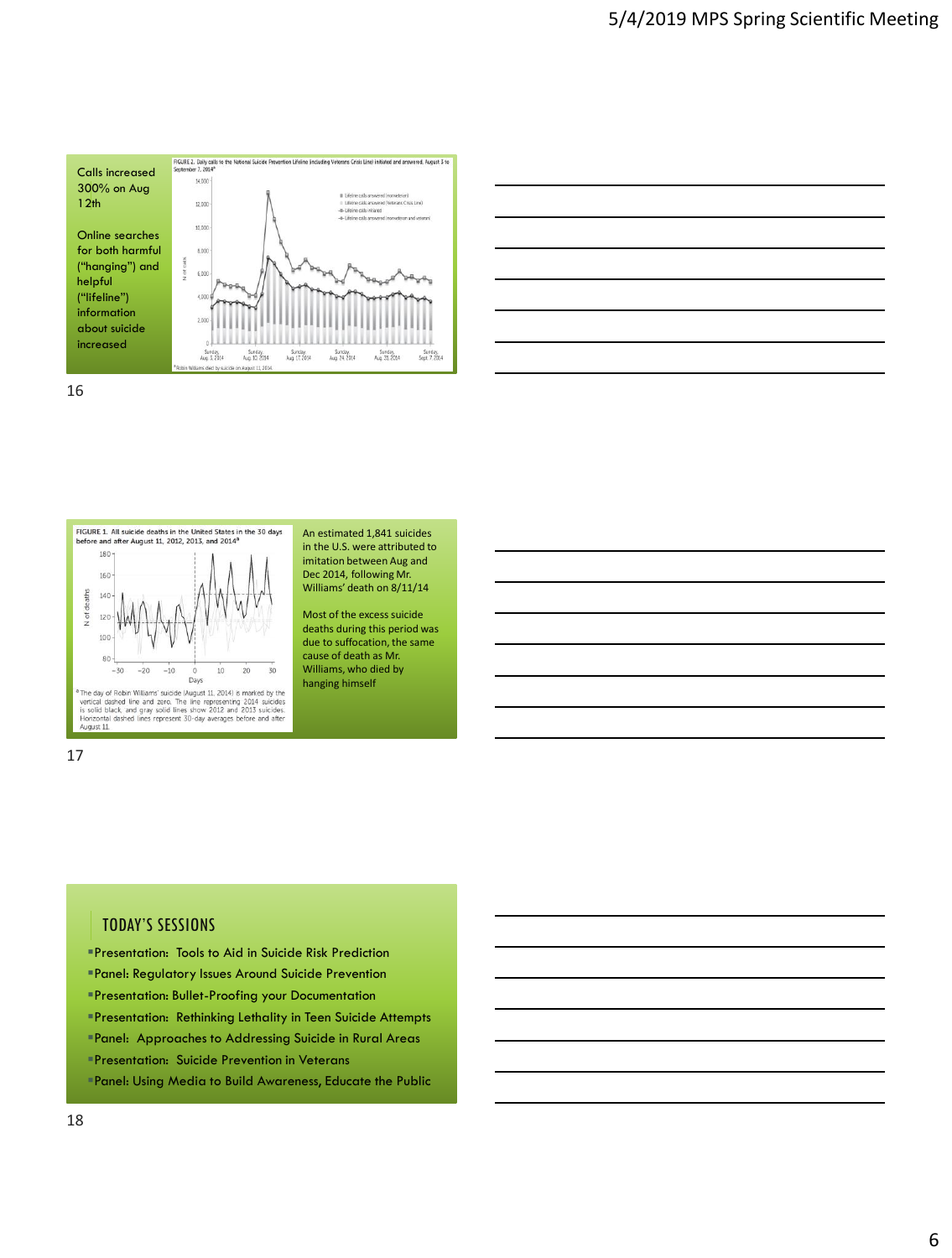Calls increased 300% on Aug 12th

Online searches for both harmful ("hanging") and helpful ("lifeline") information about suicide increased

FIGURE 2. Daily calls to the National Suicide Prevention Lifeline (including Veterans Crisis Line) initiated and answered, August 3 to September 7, 2014[a]

[a] Robin Williams died by suicide on August 11, 2014.

---

FIGURE 1. All suicide deaths in the United States in the 30 days before and after August 11, 2012, 2013, and 2014[a]

[a] The day of Robin Williams' suicide (August 11, 2014) is marked by the vertical dashed line and zero. The line representing 2014 suicides is solid black, and gray solid lines show 2012 and 2013 suicides. Horizontal dashed lines represent 30-day averages before and after August 11.

An estimated 1,841 suicides in the U.S. were attributed to imitation between Aug and Dec 2014, following Mr. Williams' death on 8/11/14

Most of the excess suicide deaths during this period was due to suffocation, the same cause of death as Mr. Williams, who died by hanging himself

---

## TODAY'S SESSIONS

- Presentation: Tools to Aid in Suicide Risk Prediction
- Panel: Regulatory Issues Around Suicide Prevention
- Presentation: Bullet-Proofing your Documentation
- Presentation: Rethinking Lethality in Teen Suicide Attempts
- Panel: Approaches to Addressing Suicide in Rural Areas
- Presentation: Suicide Prevention in Veterans
- Panel: Using Media to Build Awareness, Educate the Public